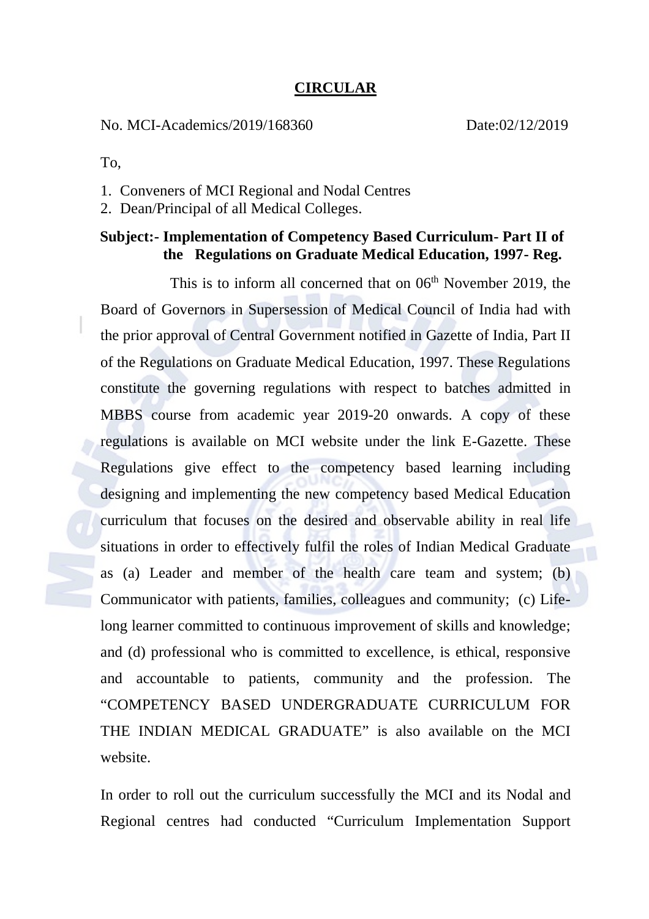# CIRCULAR

No. MCI-Academics/2019/168360 Date:02/12/2019

To,

1. Conveners of MCI Regional and Nodal Centres
2. Dean/Principal of all Medical Colleges.

**Subject:- Implementation of Competency Based Curriculum- Part II of the Regulations on Graduate Medical Education, 1997- Reg.**

This is to inform all concerned that on 06th November 2019, the Board of Governors in Supersession of Medical Council of India had with the prior approval of Central Government notified in Gazette of India, Part II of the Regulations on Graduate Medical Education, 1997. These Regulations constitute the governing regulations with respect to batches admitted in MBBS course from academic year 2019-20 onwards. A copy of these regulations is available on MCI website under the link E-Gazette. These Regulations give effect to the competency based learning including designing and implementing the new competency based Medical Education curriculum that focuses on the desired and observable ability in real life situations in order to effectively fulfil the roles of Indian Medical Graduate as (a) Leader and member of the health care team and system; (b) Communicator with patients, families, colleagues and community; (c) Life-long learner committed to continuous improvement of skills and knowledge; and (d) professional who is committed to excellence, is ethical, responsive and accountable to patients, community and the profession. The "COMPETENCY BASED UNDERGRADUATE CURRICULUM FOR THE INDIAN MEDICAL GRADUATE" is also available on the MCI website.

In order to roll out the curriculum successfully the MCI and its Nodal and Regional centres had conducted "Curriculum Implementation Support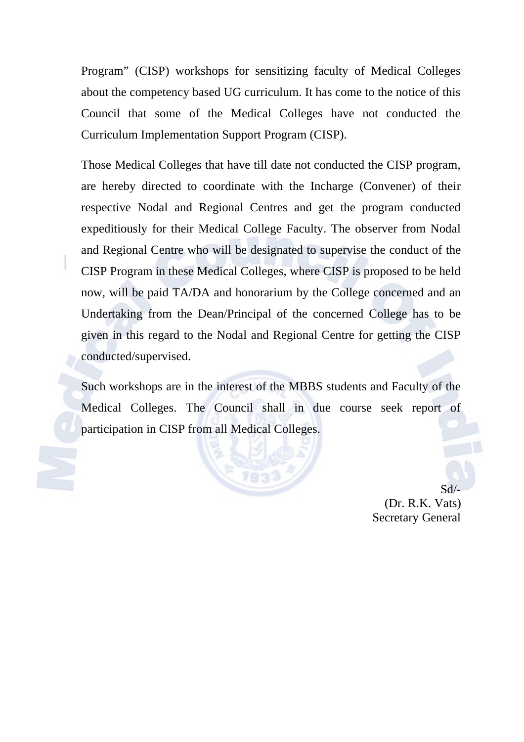Program" (CISP) workshops for sensitizing faculty of Medical Colleges about the competency based UG curriculum. It has come to the notice of this Council that some of the Medical Colleges have not conducted the Curriculum Implementation Support Program (CISP).

Those Medical Colleges that have till date not conducted the CISP program, are hereby directed to coordinate with the Incharge (Convener) of their respective Nodal and Regional Centres and get the program conducted expeditiously for their Medical College Faculty. The observer from Nodal and Regional Centre who will be designated to supervise the conduct of the CISP Program in these Medical Colleges, where CISP is proposed to be held now, will be paid TA/DA and honorarium by the College concerned and an Undertaking from the Dean/Principal of the concerned College has to be given in this regard to the Nodal and Regional Centre for getting the CISP conducted/supervised.

Such workshops are in the interest of the MBBS students and Faculty of the Medical Colleges. The Council shall in due course seek report of participation in CISP from all Medical Colleges.

Sd/-
(Dr. R.K. Vats)
Secretary General